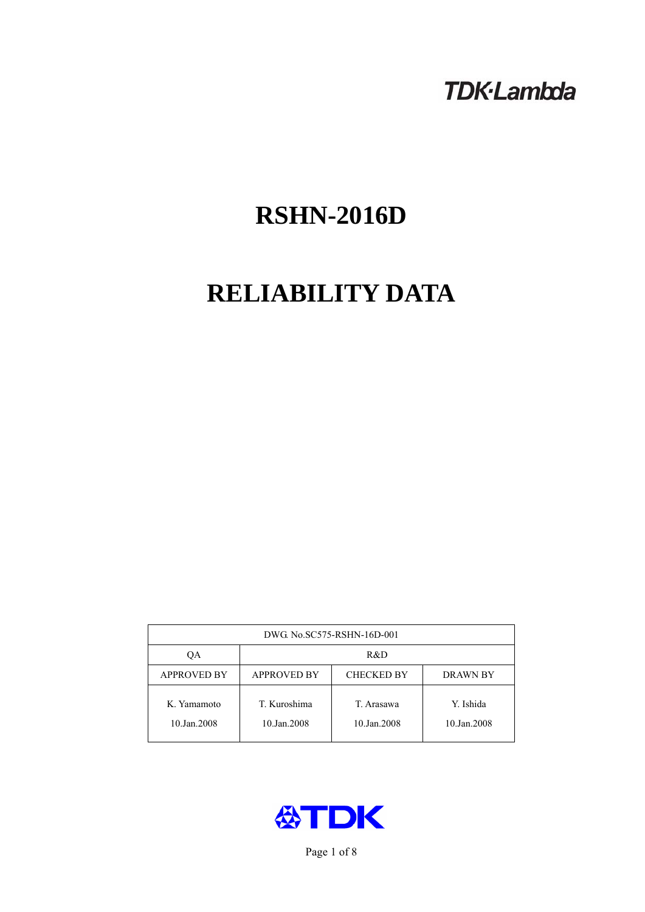TDK·Lambda

# RSHN-2016D

# RELIABILITY DATA

| DWG. No.SC575-RSHN-16D-001 | | | |
|---|---|---|---|
| QA | R&D | | |
| APPROVED BY | APPROVED BY | CHECKED BY | DRAWN BY |
| K. Yamamoto<br>10.Jan.2008 | T. Kuroshima<br>10.Jan.2008 | T. Arasawa<br>10.Jan.2008 | Y. Ishida<br>10.Jan.2008 |

TDK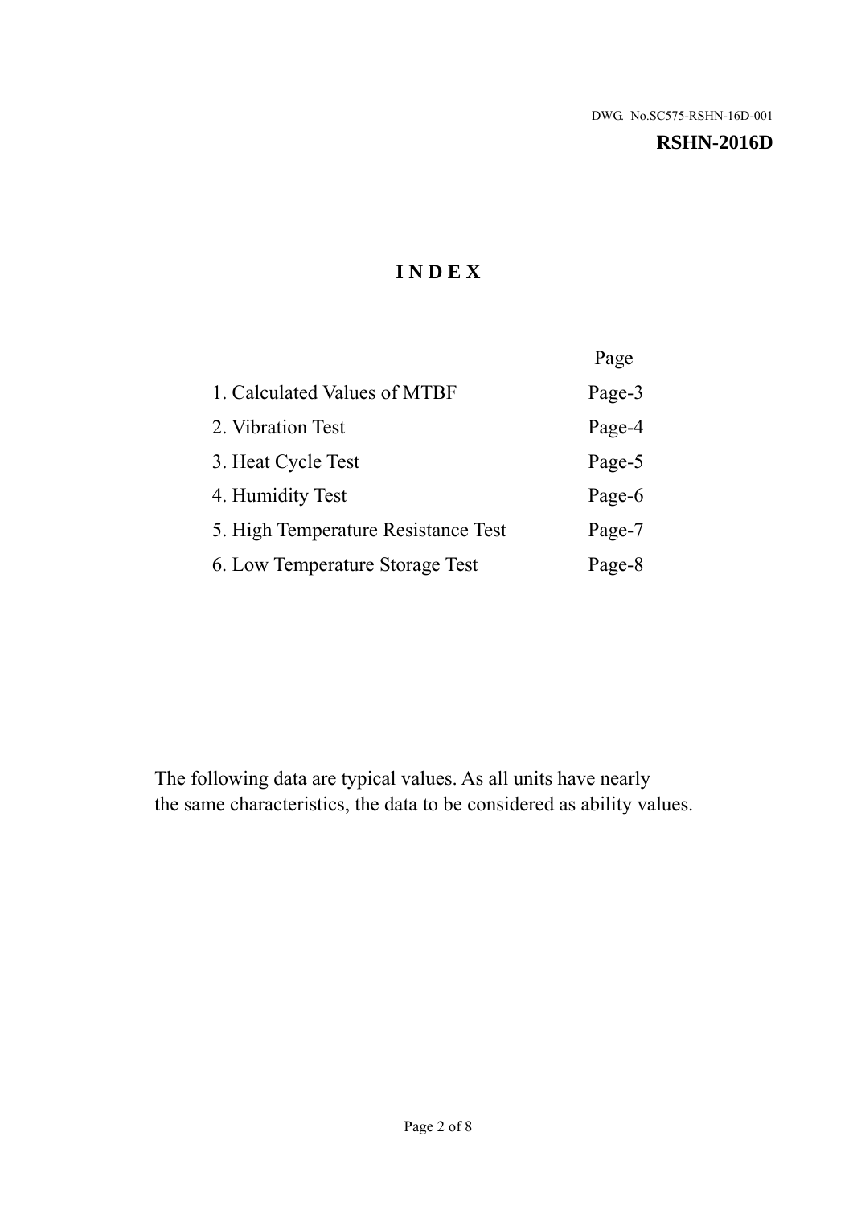DWG. No.SC575-RSHN-16D-001

**RSHN-2016D**

# INDEX

| | Page |
|---|---|
| 1. Calculated Values of MTBF | Page-3 |
| 2. Vibration Test | Page-4 |
| 3. Heat Cycle Test | Page-5 |
| 4. Humidity Test | Page-6 |
| 5. High Temperature Resistance Test | Page-7 |
| 6. Low Temperature Storage Test | Page-8 |

The following data are typical values. As all units have nearly the same characteristics, the data to be considered as ability values.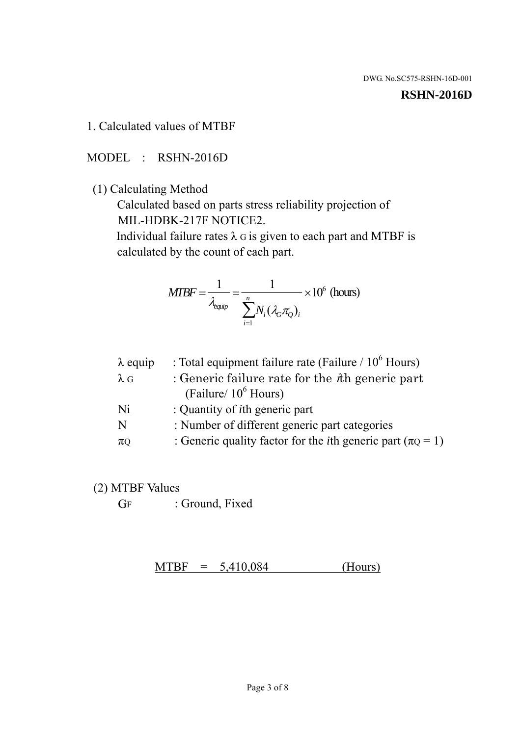DWG. No.SC575-RSHN-16D-001

**RSHN-2016D**

1. Calculated values of MTBF

MODEL : RSHN-2016D

(1) Calculating Method

Calculated based on parts stress reliability projection of MIL-HDBK-217F NOTICE2.

Individual failure rates $\lambda_G$ is given to each part and MTBF is calculated by the count of each part.

$$MTBF = \frac{1}{\lambda_{equip}} = \frac{1}{\sum_{i=1}^{n} N_i (\lambda_G \pi_Q)_i} \times 10^6 \text{ (hours)}$$

| | |
|---|---|
| $\lambda$ equip | : Total equipment failure rate (Failure / $10^6$ Hours) |
| $\lambda_G$ | : Generic failure rate for the $i$th generic part (Failure/ $10^6$ Hours) |
| Ni | : Quantity of $i$th generic part |
| N | : Number of different generic part categories |
| $\pi_Q$ | : Generic quality factor for the $i$th generic part ($\pi_Q = 1$) |

(2) MTBF Values

$G_F$ : Ground, Fixed

MTBF = 5,410,084 (Hours)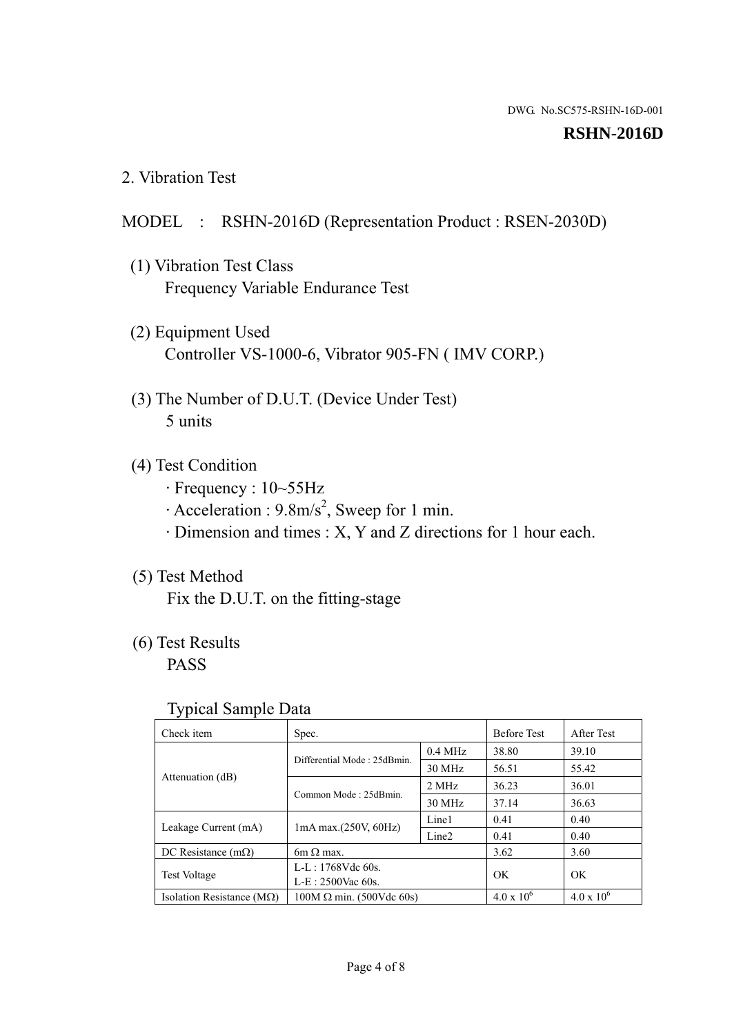DWG. No.SC575-RSHN-16D-001

**RSHN-2016D**

## 2. Vibration Test

MODEL : RSHN-2016D (Representation Product : RSEN-2030D)

(1) Vibration Test Class
Frequency Variable Endurance Test

(2) Equipment Used
Controller VS-1000-6, Vibrator 905-FN ( IMV CORP.)

(3) The Number of D.U.T. (Device Under Test)
5 units

(4) Test Condition
· Frequency : 10~55Hz
· Acceleration : 9.8m/s$^2$, Sweep for 1 min.
· Dimension and times : X, Y and Z directions for 1 hour each.

(5) Test Method
Fix the D.U.T. on the fitting-stage

(6) Test Results
PASS

Typical Sample Data

| Check item | Spec. | | Before Test | After Test |
|---|---|---|---|---|
| Attenuation (dB) | Differential Mode : 25dBmin. | 0.4 MHz | 38.80 | 39.10 |
| | | 30 MHz | 56.51 | 55.42 |
| | Common Mode : 25dBmin. | 2 MHz | 36.23 | 36.01 |
| | | 30 MHz | 37.14 | 36.63 |
| Leakage Current (mA) | 1mA max.(250V, 60Hz) | Line1 | 0.41 | 0.40 |
| | | Line2 | 0.41 | 0.40 |
| DC Resistance (mΩ) | 6m Ω max. | | 3.62 | 3.60 |
| Test Voltage | L-L : 1768Vdc 60s.<br>L-E : 2500Vac 60s. | | OK | OK |
| Isolation Resistance (MΩ) | 100M Ω min. (500Vdc 60s) | | $4.0 \times 10^6$ | $4.0 \times 10^6$ |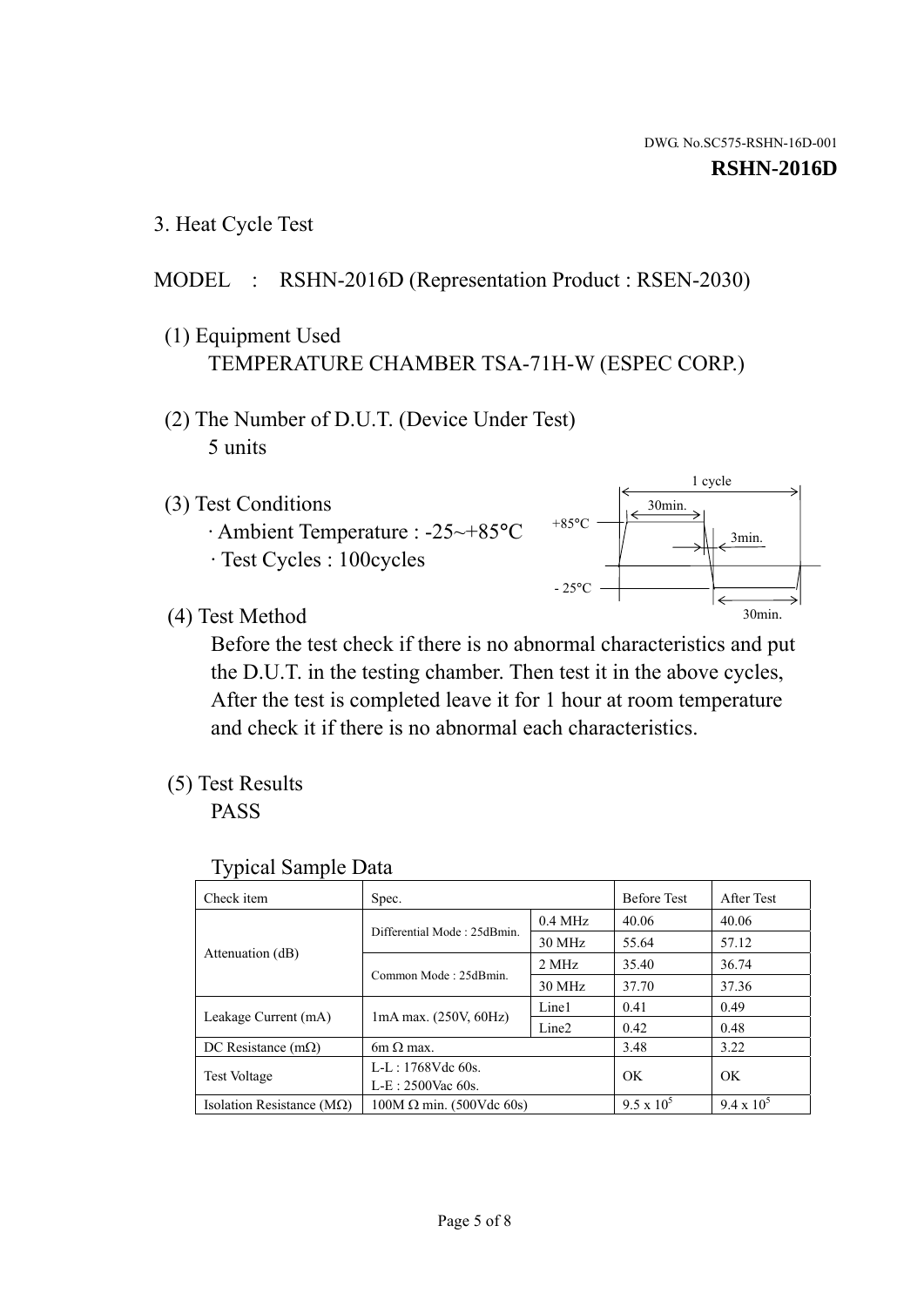DWG. No.SC575-RSHN-16D-001

**RSHN-2016D**

## 3. Heat Cycle Test

MODEL : RSHN-2016D (Representation Product : RSEN-2030)

(1) Equipment Used

TEMPERATURE CHAMBER TSA-71H-W (ESPEC CORP.)

(2) The Number of D.U.T. (Device Under Test)

5 units

(3) Test Conditions

· Ambient Temperature : -25~+85°C

· Test Cycles : 100cycles

1 cycle
30min.
+85°C
3min.
- 25°C
30min.

(4) Test Method

Before the test check if there is no abnormal characteristics and put the D.U.T. in the testing chamber. Then test it in the above cycles, After the test is completed leave it for 1 hour at room temperature and check it if there is no abnormal each characteristics.

(5) Test Results

PASS

Typical Sample Data

| Check item | Spec. | | Before Test | After Test |
|---|---|---|---|---|
| Attenuation (dB) | Differential Mode : 25dBmin. | 0.4 MHz | 40.06 | 40.06 |
| | | 30 MHz | 55.64 | 57.12 |
| | Common Mode : 25dBmin. | 2 MHz | 35.40 | 36.74 |
| | | 30 MHz | 37.70 | 37.36 |
| Leakage Current (mA) | 1mA max. (250V, 60Hz) | Line1 | 0.41 | 0.49 |
| | | Line2 | 0.42 | 0.48 |
| DC Resistance (mΩ) | 6m Ω max. | | 3.48 | 3.22 |
| Test Voltage | L-L : 1768Vdc 60s.<br>L-E : 2500Vac 60s. | | OK | OK |
| Isolation Resistance (MΩ) | 100M Ω min. (500Vdc 60s) | | $9.5 \times 10^5$ | $9.4 \times 10^5$ |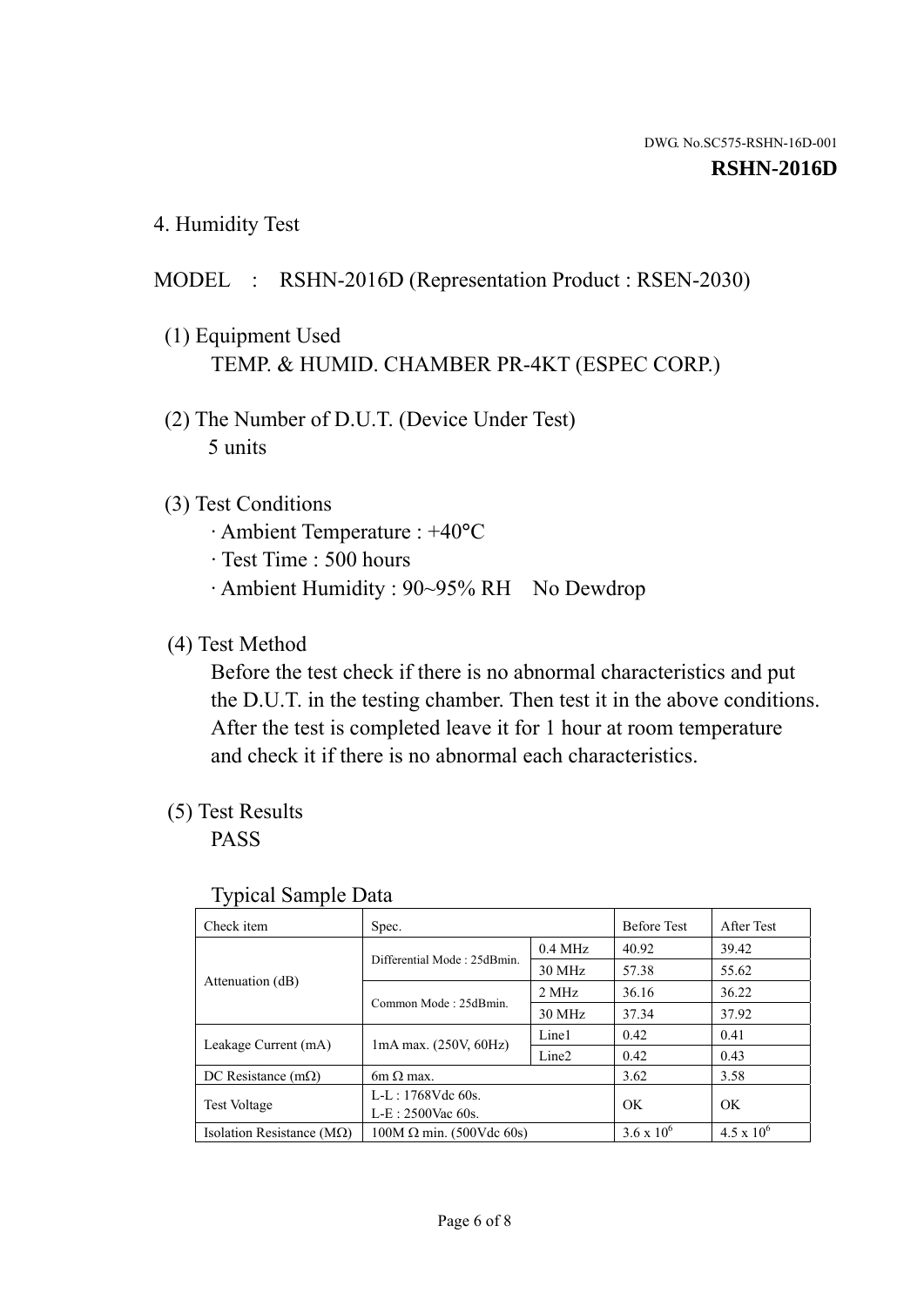DWG. No.SC575-RSHN-16D-001

**RSHN-2016D**

## 4. Humidity Test

MODEL : RSHN-2016D (Representation Product : RSEN-2030)

(1) Equipment Used

TEMP. & HUMID. CHAMBER PR-4KT (ESPEC CORP.)

(2) The Number of D.U.T. (Device Under Test)

5 units

(3) Test Conditions

· Ambient Temperature : +40°C
· Test Time : 500 hours
· Ambient Humidity : 90~95% RH No Dewdrop

(4) Test Method

Before the test check if there is no abnormal characteristics and put the D.U.T. in the testing chamber. Then test it in the above conditions. After the test is completed leave it for 1 hour at room temperature and check it if there is no abnormal each characteristics.

(5) Test Results

PASS

Typical Sample Data

| Check item | Spec. | | Before Test | After Test |
|---|---|---|---|---|
| Attenuation (dB) | Differential Mode : 25dBmin. | 0.4 MHz | 40.92 | 39.42 |
| | | 30 MHz | 57.38 | 55.62 |
| | Common Mode : 25dBmin. | 2 MHz | 36.16 | 36.22 |
| | | 30 MHz | 37.34 | 37.92 |
| Leakage Current (mA) | 1mA max. (250V, 60Hz) | Line1 | 0.42 | 0.41 |
| | | Line2 | 0.42 | 0.43 |
| DC Resistance (mΩ) | 6m Ω max. | | 3.62 | 3.58 |
| Test Voltage | L-L : 1768Vdc 60s.<br>L-E : 2500Vac 60s. | | OK | OK |
| Isolation Resistance (MΩ) | 100M Ω min. (500Vdc 60s) | | $3.6 \times 10^6$ | $4.5 \times 10^6$ |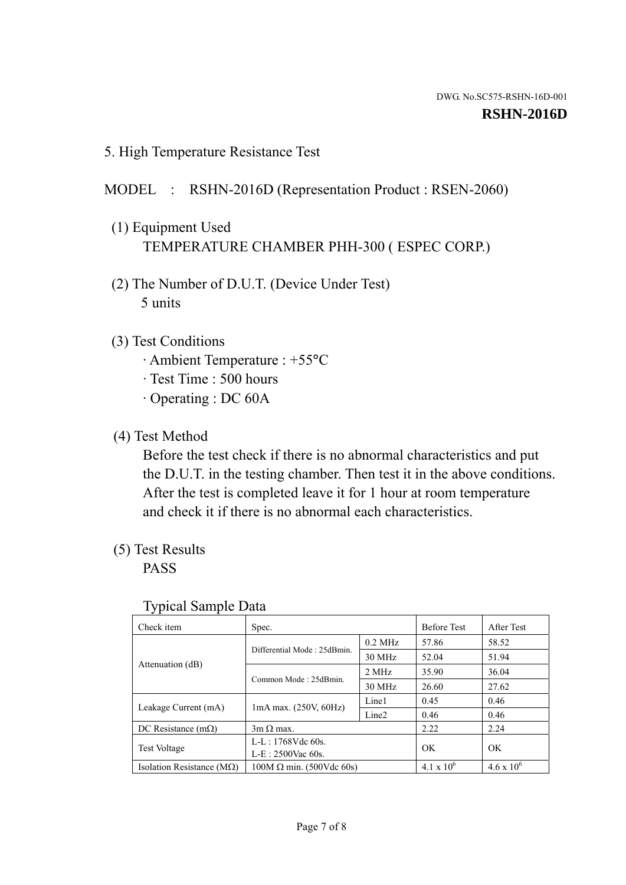DWG. No.SC575-RSHN-16D-001

**RSHN-2016D**

## 5. High Temperature Resistance Test

MODEL : RSHN-2016D (Representation Product : RSEN-2060)

(1) Equipment Used

TEMPERATURE CHAMBER PHH-300 ( ESPEC CORP.)

(2) The Number of D.U.T. (Device Under Test)

5 units

(3) Test Conditions

· Ambient Temperature : +55°C
· Test Time : 500 hours
· Operating : DC 60A

(4) Test Method

Before the test check if there is no abnormal characteristics and put the D.U.T. in the testing chamber. Then test it in the above conditions. After the test is completed leave it for 1 hour at room temperature and check it if there is no abnormal each characteristics.

(5) Test Results

PASS

Typical Sample Data

| Check item | Spec. | | Before Test | After Test |
|---|---|---|---|---|
| Attenuation (dB) | Differential Mode : 25dBmin. | 0.2 MHz | 57.86 | 58.52 |
| | | 30 MHz | 52.04 | 51.94 |
| | Common Mode : 25dBmin. | 2 MHz | 35.90 | 36.04 |
| | | 30 MHz | 26.60 | 27.62 |
| Leakage Current (mA) | 1mA max. (250V, 60Hz) | Line1 | 0.45 | 0.46 |
| | | Line2 | 0.46 | 0.46 |
| DC Resistance (mΩ) | 3m Ω max. | | 2.22 | 2.24 |
| Test Voltage | L-L : 1768Vdc 60s.<br>L-E : 2500Vac 60s. | | OK | OK |
| Isolation Resistance (MΩ) | 100M Ω min. (500Vdc 60s) | | $4.1 \times 10^6$ | $4.6 \times 10^6$ |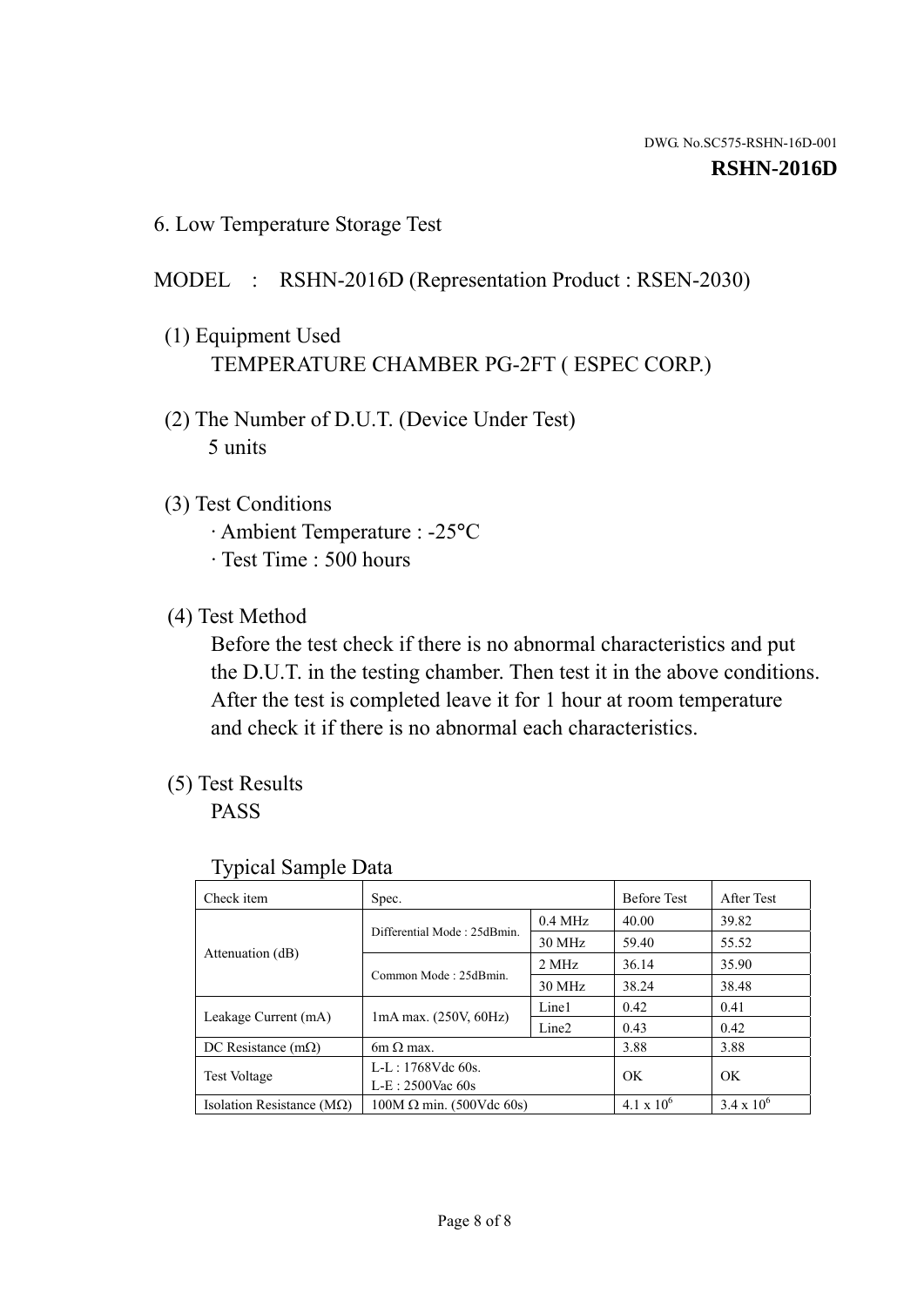DWG. No.SC575-RSHN-16D-001

**RSHN-2016D**

## 6. Low Temperature Storage Test

MODEL : RSHN-2016D (Representation Product : RSEN-2030)

(1) Equipment Used
TEMPERATURE CHAMBER PG-2FT ( ESPEC CORP.)

(2) The Number of D.U.T. (Device Under Test)
5 units

(3) Test Conditions
· Ambient Temperature : -25°C
· Test Time : 500 hours

(4) Test Method
Before the test check if there is no abnormal characteristics and put the D.U.T. in the testing chamber. Then test it in the above conditions. After the test is completed leave it for 1 hour at room temperature and check it if there is no abnormal each characteristics.

(5) Test Results
PASS

Typical Sample Data

| Check item | Spec. | | Before Test | After Test |
|---|---|---|---|---|
| Attenuation (dB) | Differential Mode : 25dBmin. | 0.4 MHz | 40.00 | 39.82 |
| | | 30 MHz | 59.40 | 55.52 |
| | Common Mode : 25dBmin. | 2 MHz | 36.14 | 35.90 |
| | | 30 MHz | 38.24 | 38.48 |
| Leakage Current (mA) | 1mA max. (250V, 60Hz) | Line1 | 0.42 | 0.41 |
| | | Line2 | 0.43 | 0.42 |
| DC Resistance (mΩ) | 6m Ω max. | | 3.88 | 3.88 |
| Test Voltage | L-L : 1768Vdc 60s.<br>L-E : 2500Vac 60s | | OK | OK |
| Isolation Resistance (MΩ) | 100M Ω min. (500Vdc 60s) | | $4.1 \times 10^6$ | $3.4 \times 10^6$ |